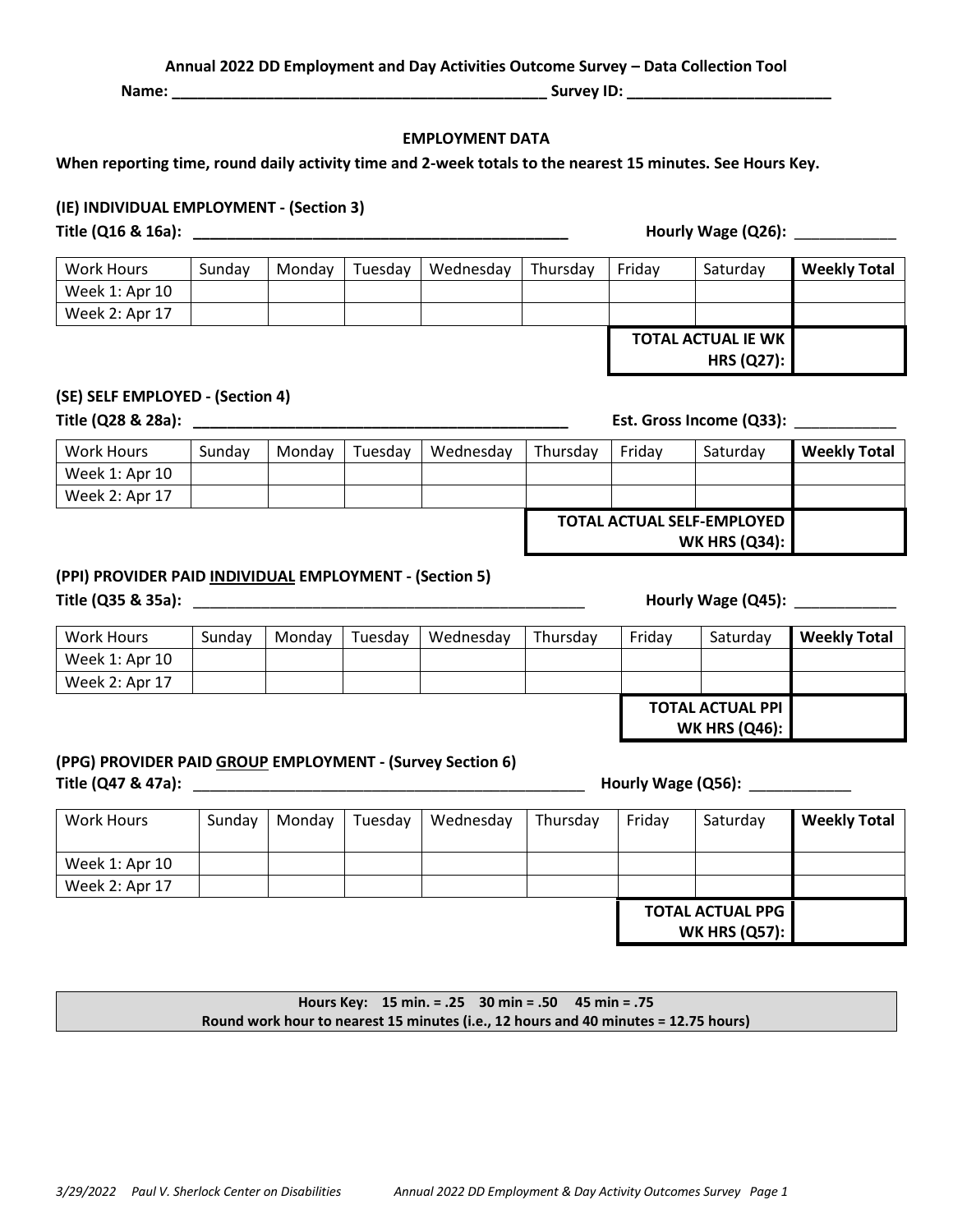**Annual 2022 DD Employment and Day Activities Outcome Survey – Data Collection Tool**

**Name: ____________________________________________ Survey ID: ________________________**

**EMPLOYMENT DATA**

**When reporting time, round daily activity time and 2-week totals to the nearest 15 minutes. See Hours Key.**

**(IE) INDIVIDUAL EMPLOYMENT - (Section 3)**

**Title (Q16 & 16a): ____________________________________________** **Hourly Wage (Q26):** ____________

| Work Hours | Sunday | Monday | Tuesday | Wednesday | Thursday | Friday | Saturday | **Weekly Total** |
|---|---|---|---|---|---|---|---|---|
| Week 1: Apr 10 | | | | | | | | |
| Week 2: Apr 17 | | | | | | | | |
| | | | | | | **TOTAL ACTUAL IE WK HRS (Q27):** | | |

**(SE) SELF EMPLOYED - (Section 4)**

**Title (Q28 & 28a): ____________________________________________** **Est. Gross Income (Q33):** ____________

| Work Hours | Sunday | Monday | Tuesday | Wednesday | Thursday | Friday | Saturday | **Weekly Total** |
|---|---|---|---|---|---|---|---|---|
| Week 1: Apr 10 | | | | | | | | |
| Week 2: Apr 17 | | | | | | | | |
| | | | | | **TOTAL ACTUAL SELF-EMPLOYED WK HRS (Q34):** | | | |

**(PPI) PROVIDER PAID <u>INDIVIDUAL</u> EMPLOYMENT - (Section 5)**

**Title (Q35 & 35a):** ______________________________________________ **Hourly Wage (Q45):** ____________

| Work Hours | Sunday | Monday | Tuesday | Wednesday | Thursday | Friday | Saturday | **Weekly Total** |
|---|---|---|---|---|---|---|---|---|
| Week 1: Apr 10 | | | | | | | | |
| Week 2: Apr 17 | | | | | | | | |
| | | | | | | **TOTAL ACTUAL PPI WK HRS (Q46):** | | |

**(PPG) PROVIDER PAID <u>GROUP</u> EMPLOYMENT - (Survey Section 6)**

**Title (Q47 & 47a):** ______________________________________________ **Hourly Wage (Q56):** ____________

| Work Hours | Sunday | Monday | Tuesday | Wednesday | Thursday | Friday | Saturday | **Weekly Total** |
|---|---|---|---|---|---|---|---|---|
| Week 1: Apr 10 | | | | | | | | |
| Week 2: Apr 17 | | | | | | | | |
| | | | | | | **TOTAL ACTUAL PPG WK HRS (Q57):** | | |

**Hours Key: 15 min. = .25 30 min = .50 45 min = .75**
**Round work hour to nearest 15 minutes (i.e., 12 hours and 40 minutes = 12.75 hours)**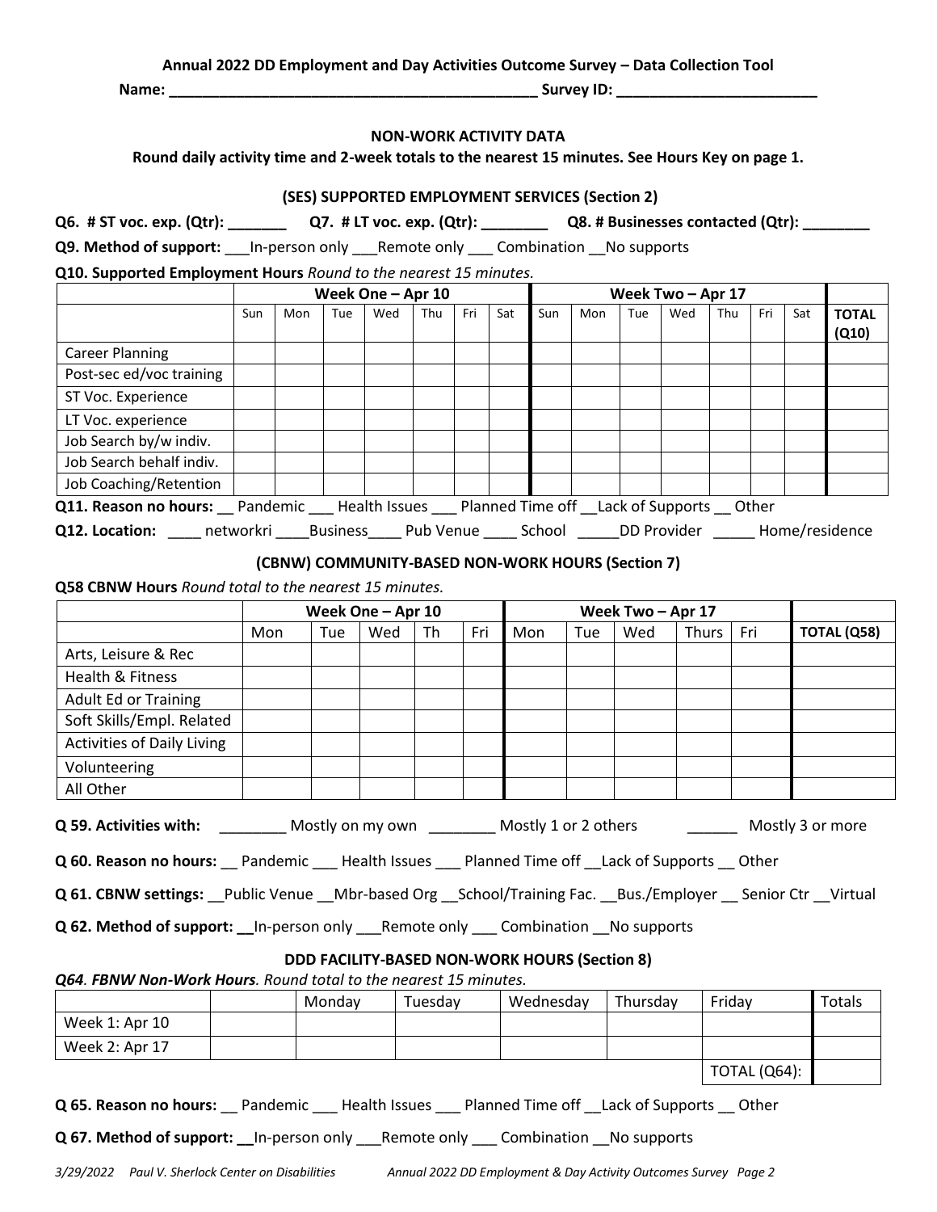**Annual 2022 DD Employment and Day Activities Outcome Survey – Data Collection Tool**

**Name: _____________________________________________ Survey ID: ________________________**

### NON-WORK ACTIVITY DATA

**Round daily activity time and 2-week totals to the nearest 15 minutes. See Hours Key on page 1.**

### (SES) SUPPORTED EMPLOYMENT SERVICES (Section 2)

**Q6. # ST voc. exp. (Qtr): _______ Q7. # LT voc. exp. (Qtr): ________ Q8. # Businesses contacted (Qtr): ________**

**Q9. Method of support:** ___In-person only ___Remote only ___ Combination __No supports

**Q10. Supported Employment Hours** *Round to the nearest 15 minutes.*

| | Week One – Apr 10 | | | | | | | Week Two – Apr 17 | | | | | | | |
|---|---|---|---|---|---|---|---|---|---|---|---|---|---|---|---|
| | Sun | Mon | Tue | Wed | Thu | Fri | Sat | Sun | Mon | Tue | Wed | Thu | Fri | Sat | **TOTAL (Q10)** |
| Career Planning | | | | | | | | | | | | | | | |
| Post-sec ed/voc training | | | | | | | | | | | | | | | |
| ST Voc. Experience | | | | | | | | | | | | | | | |
| LT Voc. experience | | | | | | | | | | | | | | | |
| Job Search by/w indiv. | | | | | | | | | | | | | | | |
| Job Search behalf indiv. | | | | | | | | | | | | | | | |
| Job Coaching/Retention | | | | | | | | | | | | | | | |

**Q11. Reason no hours:** __ Pandemic ___ Health Issues ___ Planned Time off __Lack of Supports __ Other

**Q12. Location:** ____ networkri ____Business____ Pub Venue ____ School _____DD Provider _____ Home/residence

### (CBNW) COMMUNITY-BASED NON-WORK HOURS (Section 7)

**Q58 CBNW Hours** *Round total to the nearest 15 minutes.*

| | Week One – Apr 10 | | | | | Week Two – Apr 17 | | | | | |
|---|---|---|---|---|---|---|---|---|---|---|---|
| | Mon | Tue | Wed | Th | Fri | Mon | Tue | Wed | Thurs | Fri | **TOTAL (Q58)** |
| Arts, Leisure & Rec | | | | | | | | | | | |
| Health & Fitness | | | | | | | | | | | |
| Adult Ed or Training | | | | | | | | | | | |
| Soft Skills/Empl. Related | | | | | | | | | | | |
| Activities of Daily Living | | | | | | | | | | | |
| Volunteering | | | | | | | | | | | |
| All Other | | | | | | | | | | | |

**Q 59. Activities with:** ________ Mostly on my own ________ Mostly 1 or 2 others ______ Mostly 3 or more

**Q 60. Reason no hours:** __ Pandemic ___ Health Issues ___ Planned Time off __Lack of Supports __ Other

**Q 61. CBNW settings:** __Public Venue __Mbr-based Org __School/Training Fac. __Bus./Employer __ Senior Ctr __Virtual

**Q 62. Method of support:** __In-person only ___Remote only ___ Combination __No supports

### DDD FACILITY-BASED NON-WORK HOURS (Section 8)

***Q64. FBNW Non-Work Hours**. Round total to the nearest 15 minutes.*

| | | Monday | Tuesday | Wednesday | Thursday | Friday | Totals |
|---|---|---|---|---|---|---|---|
| Week 1: Apr 10 | | | | | | | |
| Week 2: Apr 17 | | | | | | | |
| | | | | | | TOTAL (Q64): | |

**Q 65. Reason no hours:** __ Pandemic ___ Health Issues ___ Planned Time off __Lack of Supports __ Other

**Q 67. Method of support:** __In-person only ___Remote only ___ Combination __No supports

*3/29/2022 Paul V. Sherlock Center on Disabilities Annual 2022 DD Employment & Day Activity Outcomes Survey*